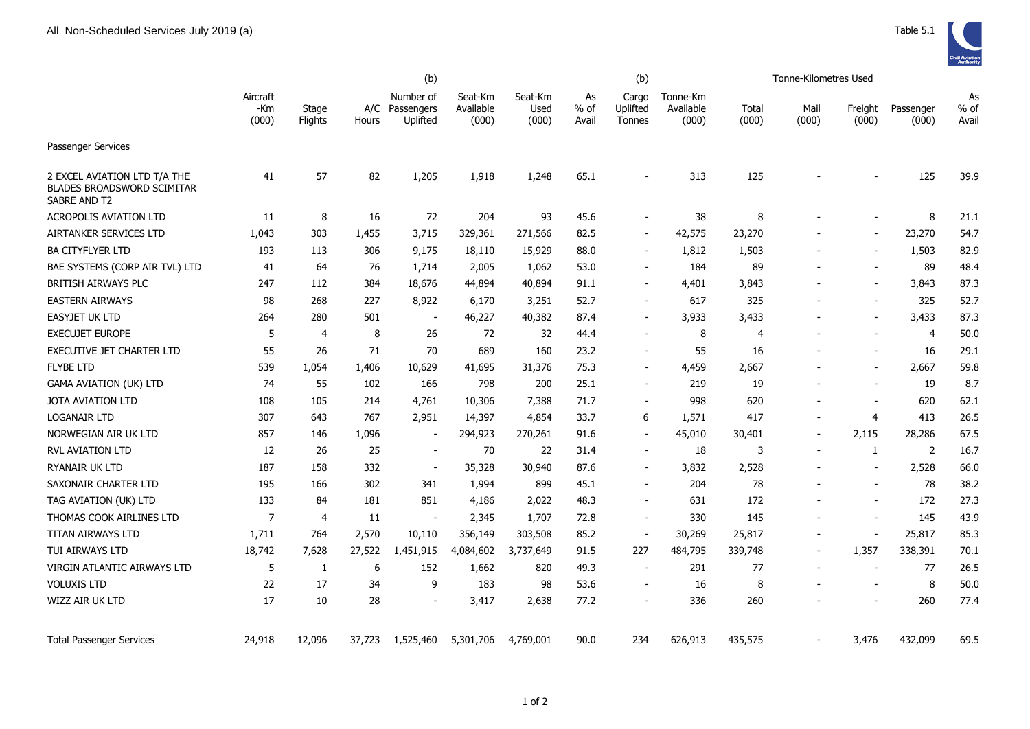All Non-Scheduled Services July 2019 (a)

Table 5.1

| | Aircraft -Km (000) | Stage Flights | A/C Hours | (b) Number of Passengers Uplifted | Seat-Km Available (000) | Seat-Km Used (000) | As % of Avail | (b) Cargo Uplifted Tonnes | Tonne-Km Available (000) | Tonne-Kilometres Used Total (000) | Mail (000) | Freight (000) | Passenger (000) | As % of Avail |
|---|---|---|---|---|---|---|---|---|---|---|---|---|---|---|
| Passenger Services | | | | | | | | | | | | | | |
| 2 EXCEL AVIATION LTD T/A THE BLADES BROADSWORD SCIMITAR SABRE AND T2 | 41 | 57 | 82 | 1,205 | 1,918 | 1,248 | 65.1 | - | 313 | 125 | - | - | 125 | 39.9 |
| ACROPOLIS AVIATION LTD | 11 | 8 | 16 | 72 | 204 | 93 | 45.6 | - | 38 | 8 | - | - | 8 | 21.1 |
| AIRTANKER SERVICES LTD | 1,043 | 303 | 1,455 | 3,715 | 329,361 | 271,566 | 82.5 | - | 42,575 | 23,270 | - | - | 23,270 | 54.7 |
| BA CITYFLYER LTD | 193 | 113 | 306 | 9,175 | 18,110 | 15,929 | 88.0 | - | 1,812 | 1,503 | - | - | 1,503 | 82.9 |
| BAE SYSTEMS (CORP AIR TVL) LTD | 41 | 64 | 76 | 1,714 | 2,005 | 1,062 | 53.0 | - | 184 | 89 | - | - | 89 | 48.4 |
| BRITISH AIRWAYS PLC | 247 | 112 | 384 | 18,676 | 44,894 | 40,894 | 91.1 | - | 4,401 | 3,843 | - | - | 3,843 | 87.3 |
| EASTERN AIRWAYS | 98 | 268 | 227 | 8,922 | 6,170 | 3,251 | 52.7 | - | 617 | 325 | - | - | 325 | 52.7 |
| EASYJET UK LTD | 264 | 280 | 501 | - | 46,227 | 40,382 | 87.4 | - | 3,933 | 3,433 | - | - | 3,433 | 87.3 |
| EXECUJET EUROPE | 5 | 4 | 8 | 26 | 72 | 32 | 44.4 | - | 8 | 4 | - | - | 4 | 50.0 |
| EXECUTIVE JET CHARTER LTD | 55 | 26 | 71 | 70 | 689 | 160 | 23.2 | - | 55 | 16 | - | - | 16 | 29.1 |
| FLYBE LTD | 539 | 1,054 | 1,406 | 10,629 | 41,695 | 31,376 | 75.3 | - | 4,459 | 2,667 | - | - | 2,667 | 59.8 |
| GAMA AVIATION (UK) LTD | 74 | 55 | 102 | 166 | 798 | 200 | 25.1 | - | 219 | 19 | - | - | 19 | 8.7 |
| JOTA AVIATION LTD | 108 | 105 | 214 | 4,761 | 10,306 | 7,388 | 71.7 | - | 998 | 620 | - | - | 620 | 62.1 |
| LOGANAIR LTD | 307 | 643 | 767 | 2,951 | 14,397 | 4,854 | 33.7 | 6 | 1,571 | 417 | - | 4 | 413 | 26.5 |
| NORWEGIAN AIR UK LTD | 857 | 146 | 1,096 | - | 294,923 | 270,261 | 91.6 | - | 45,010 | 30,401 | - | 2,115 | 28,286 | 67.5 |
| RVL AVIATION LTD | 12 | 26 | 25 | - | 70 | 22 | 31.4 | - | 18 | 3 | - | 1 | 2 | 16.7 |
| RYANAIR UK LTD | 187 | 158 | 332 | - | 35,328 | 30,940 | 87.6 | - | 3,832 | 2,528 | - | - | 2,528 | 66.0 |
| SAXONAIR CHARTER LTD | 195 | 166 | 302 | 341 | 1,994 | 899 | 45.1 | - | 204 | 78 | - | - | 78 | 38.2 |
| TAG AVIATION (UK) LTD | 133 | 84 | 181 | 851 | 4,186 | 2,022 | 48.3 | - | 631 | 172 | - | - | 172 | 27.3 |
| THOMAS COOK AIRLINES LTD | 7 | 4 | 11 | - | 2,345 | 1,707 | 72.8 | - | 330 | 145 | - | - | 145 | 43.9 |
| TITAN AIRWAYS LTD | 1,711 | 764 | 2,570 | 10,110 | 356,149 | 303,508 | 85.2 | - | 30,269 | 25,817 | - | - | 25,817 | 85.3 |
| TUI AIRWAYS LTD | 18,742 | 7,628 | 27,522 | 1,451,915 | 4,084,602 | 3,737,649 | 91.5 | 227 | 484,795 | 339,748 | - | 1,357 | 338,391 | 70.1 |
| VIRGIN ATLANTIC AIRWAYS LTD | 5 | 1 | 6 | 152 | 1,662 | 820 | 49.3 | - | 291 | 77 | - | - | 77 | 26.5 |
| VOLUXIS LTD | 22 | 17 | 34 | 9 | 183 | 98 | 53.6 | - | 16 | 8 | - | - | 8 | 50.0 |
| WIZZ AIR UK LTD | 17 | 10 | 28 | - | 3,417 | 2,638 | 77.2 | - | 336 | 260 | - | - | 260 | 77.4 |
| Total Passenger Services | 24,918 | 12,096 | 37,723 | 1,525,460 | 5,301,706 | 4,769,001 | 90.0 | 234 | 626,913 | 435,575 | - | 3,476 | 432,099 | 69.5 |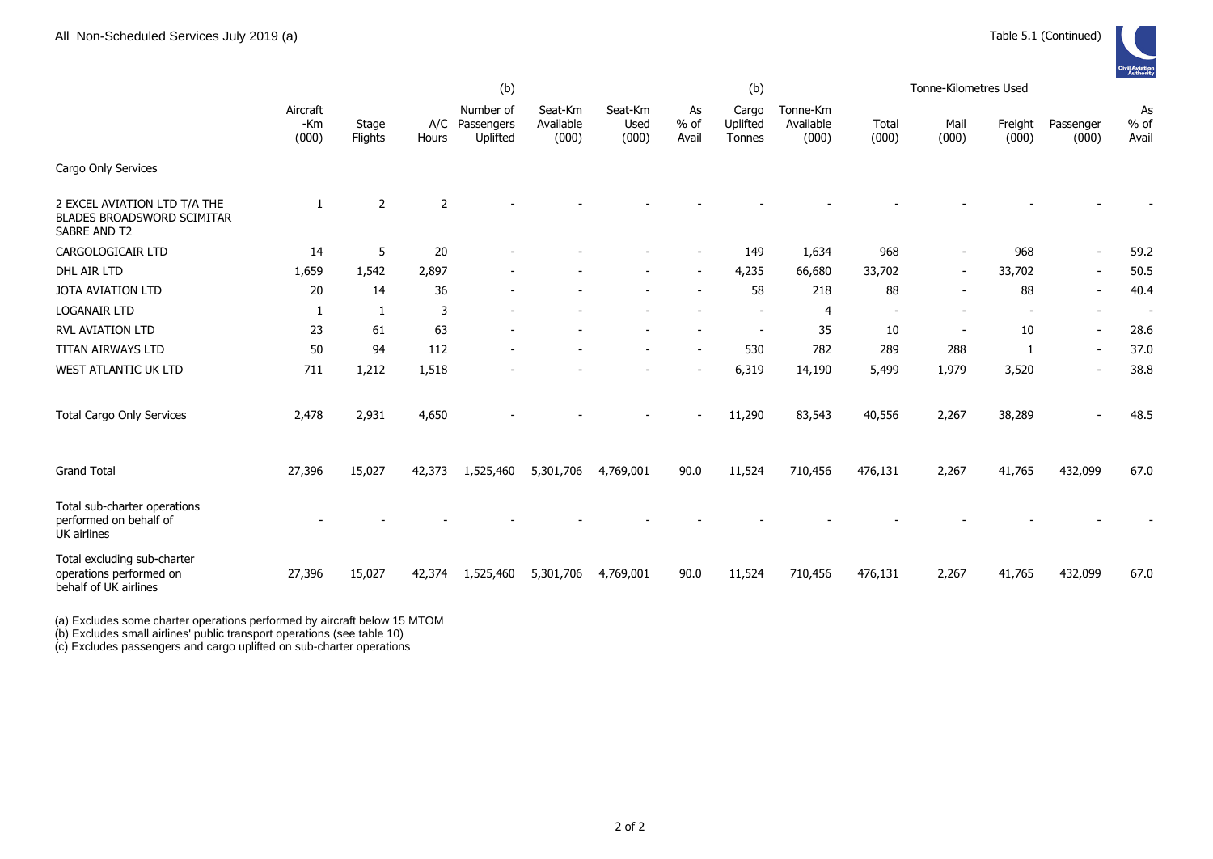All Non-Scheduled Services July 2019 (a)

Table 5.1 (Continued)

| | Aircraft -Km (000) | Stage Flights | A/C Hours | (b) Number of Passengers Uplifted | Seat-Km Available (000) | Seat-Km Used (000) | As % of Avail | (b) Cargo Uplifted Tonnes | Tonne-Km Available (000) | Tonne-Kilometres Used Total (000) | Mail (000) | Freight (000) | Passenger (000) | As % of Avail |
|---|---|---|---|---|---|---|---|---|---|---|---|---|---|---|
| Cargo Only Services | | | | | | | | | | | | | | |
| 2 EXCEL AVIATION LTD T/A THE BLADES BROADSWORD SCIMITAR SABRE AND T2 | 1 | 2 | 2 | - | - | - | - | - | - | - | - | - | - | - |
| CARGOLOGICAIR LTD | 14 | 5 | 20 | - | - | - | - | 149 | 1,634 | 968 | - | 968 | - | 59.2 |
| DHL AIR LTD | 1,659 | 1,542 | 2,897 | - | - | - | - | 4,235 | 66,680 | 33,702 | - | 33,702 | - | 50.5 |
| JOTA AVIATION LTD | 20 | 14 | 36 | - | - | - | - | 58 | 218 | 88 | - | 88 | - | 40.4 |
| LOGANAIR LTD | 1 | 1 | 3 | - | - | - | - | - | 4 | - | - | - | - | - |
| RVL AVIATION LTD | 23 | 61 | 63 | - | - | - | - | - | 35 | 10 | - | 10 | - | 28.6 |
| TITAN AIRWAYS LTD | 50 | 94 | 112 | - | - | - | - | 530 | 782 | 289 | 288 | 1 | - | 37.0 |
| WEST ATLANTIC UK LTD | 711 | 1,212 | 1,518 | - | - | - | - | 6,319 | 14,190 | 5,499 | 1,979 | 3,520 | - | 38.8 |
| Total Cargo Only Services | 2,478 | 2,931 | 4,650 | - | - | - | - | 11,290 | 83,543 | 40,556 | 2,267 | 38,289 | - | 48.5 |
| Grand Total | 27,396 | 15,027 | 42,373 | 1,525,460 | 5,301,706 | 4,769,001 | 90.0 | 11,524 | 710,456 | 476,131 | 2,267 | 41,765 | 432,099 | 67.0 |
| Total sub-charter operations performed on behalf of UK airlines | - | - | - | - | - | - | - | - | - | - | - | - | - | - |
| Total excluding sub-charter operations performed on behalf of UK airlines | 27,396 | 15,027 | 42,374 | 1,525,460 | 5,301,706 | 4,769,001 | 90.0 | 11,524 | 710,456 | 476,131 | 2,267 | 41,765 | 432,099 | 67.0 |

(a) Excludes some charter operations performed by aircraft below 15 MTOM
(b) Excludes small airlines' public transport operations (see table 10)
(c) Excludes passengers and cargo uplifted on sub-charter operations